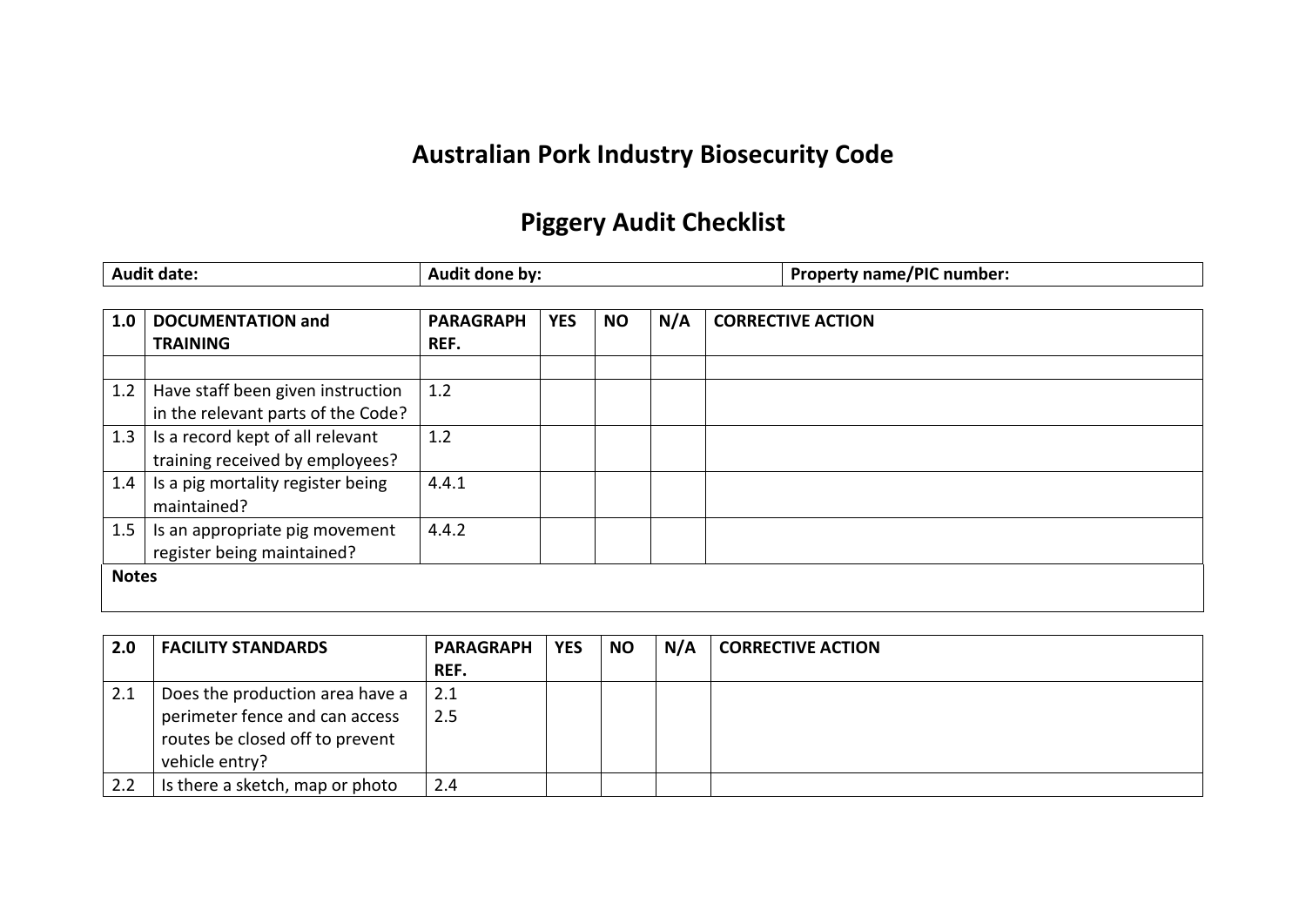# Australian Pork Industry Biosecurity Code

## Piggery Audit Checklist

| Audit date: | Audit done by: | Property name/PIC number: |
|---|---|---|

| 1.0 | DOCUMENTATION and TRAINING | PARAGRAPH REF. | YES | NO | N/A | CORRECTIVE ACTION |
|---|---|---|---|---|---|---|
| | | | | | | |
| 1.2 | Have staff been given instruction in the relevant parts of the Code? | 1.2 | | | | |
| 1.3 | Is a record kept of all relevant training received by employees? | 1.2 | | | | |
| 1.4 | Is a pig mortality register being maintained? | 4.4.1 | | | | |
| 1.5 | Is an appropriate pig movement register being maintained? | 4.4.2 | | | | |
| **Notes** | | | | | | |

| 2.0 | FACILITY STANDARDS | PARAGRAPH REF. | YES | NO | N/A | CORRECTIVE ACTION |
|---|---|---|---|---|---|---|
| 2.1 | Does the production area have a perimeter fence and can access routes be closed off to prevent vehicle entry? | 2.1<br>2.5 | | | | |
| 2.2 | Is there a sketch, map or photo | 2.4 | | | | |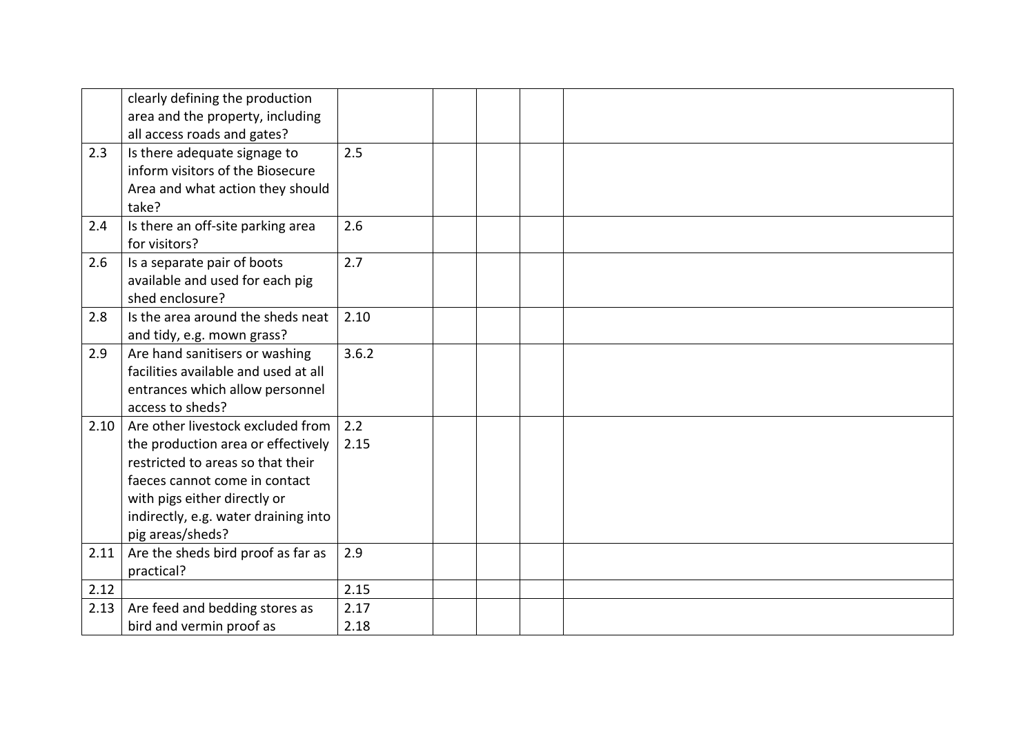| | | | | | | |
|---|---|---|---|---|---|---|
| | clearly defining the production area and the property, including all access roads and gates? | | | | | |
| 2.3 | Is there adequate signage to inform visitors of the Biosecure Area and what action they should take? | 2.5 | | | | |
| 2.4 | Is there an off-site parking area for visitors? | 2.6 | | | | |
| 2.6 | Is a separate pair of boots available and used for each pig shed enclosure? | 2.7 | | | | |
| 2.8 | Is the area around the sheds neat and tidy, e.g. mown grass? | 2.10 | | | | |
| 2.9 | Are hand sanitisers or washing facilities available and used at all entrances which allow personnel access to sheds? | 3.6.2 | | | | |
| 2.10 | Are other livestock excluded from the production area or effectively restricted to areas so that their faeces cannot come in contact with pigs either directly or indirectly, e.g. water draining into pig areas/sheds? | 2.2<br>2.15 | | | | |
| 2.11 | Are the sheds bird proof as far as practical? | 2.9 | | | | |
| 2.12 | | 2.15 | | | | |
| 2.13 | Are feed and bedding stores as bird and vermin proof as | 2.17<br>2.18 | | | | |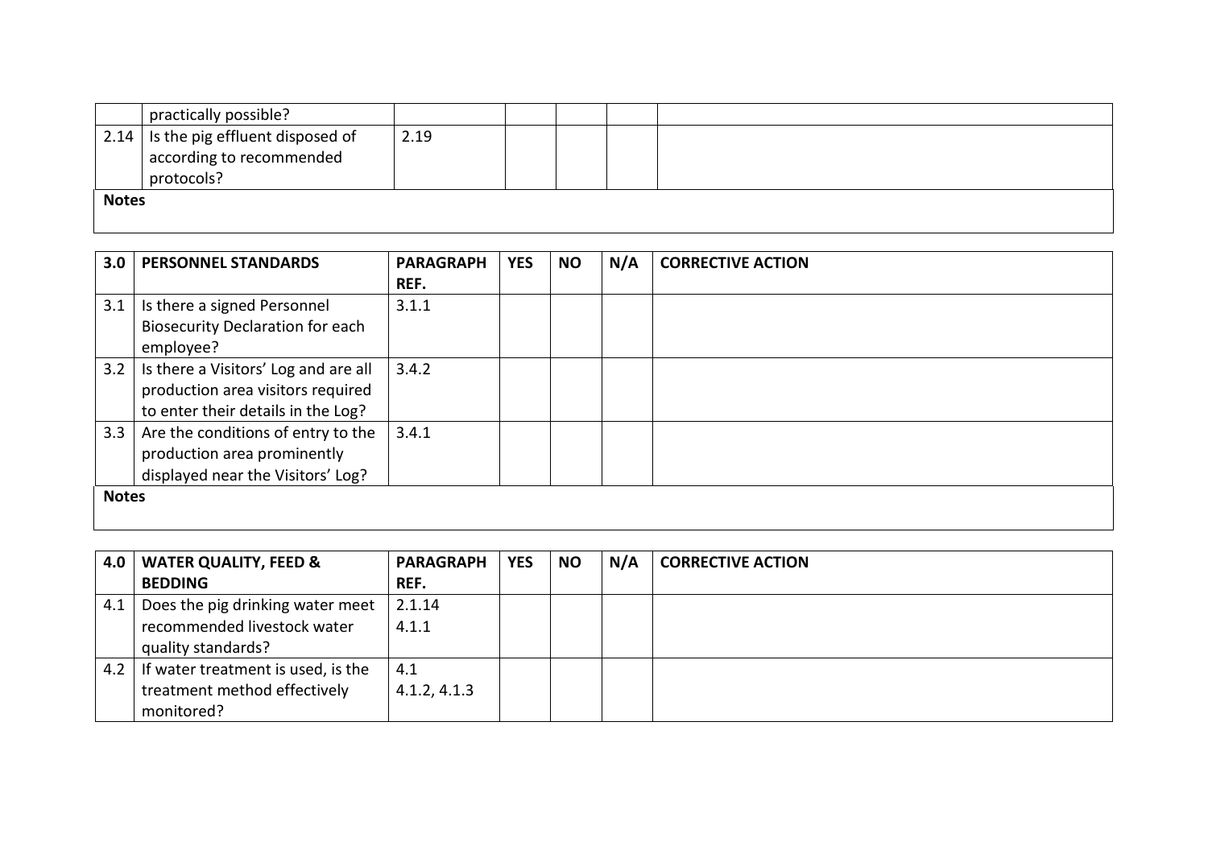|  | practically possible? |  |  |  |  |  |
|---|---|---|---|---|---|---|
| 2.14 | Is the pig effluent disposed of according to recommended protocols? | 2.19 |  |  |  |  |

**Notes**

| 3.0 | PERSONNEL STANDARDS | PARAGRAPH REF. | YES | NO | N/A | CORRECTIVE ACTION |
|---|---|---|---|---|---|---|
| 3.1 | Is there a signed Personnel Biosecurity Declaration for each employee? | 3.1.1 |  |  |  |  |
| 3.2 | Is there a Visitors' Log and are all production area visitors required to enter their details in the Log? | 3.4.2 |  |  |  |  |
| 3.3 | Are the conditions of entry to the production area prominently displayed near the Visitors' Log? | 3.4.1 |  |  |  |  |

**Notes**

| 4.0 | WATER QUALITY, FEED & BEDDING | PARAGRAPH REF. | YES | NO | N/A | CORRECTIVE ACTION |
|---|---|---|---|---|---|---|
| 4.1 | Does the pig drinking water meet recommended livestock water quality standards? | 2.1.14<br>4.1.1 |  |  |  |  |
| 4.2 | If water treatment is used, is the treatment method effectively monitored? | 4.1<br>4.1.2, 4.1.3 |  |  |  |  |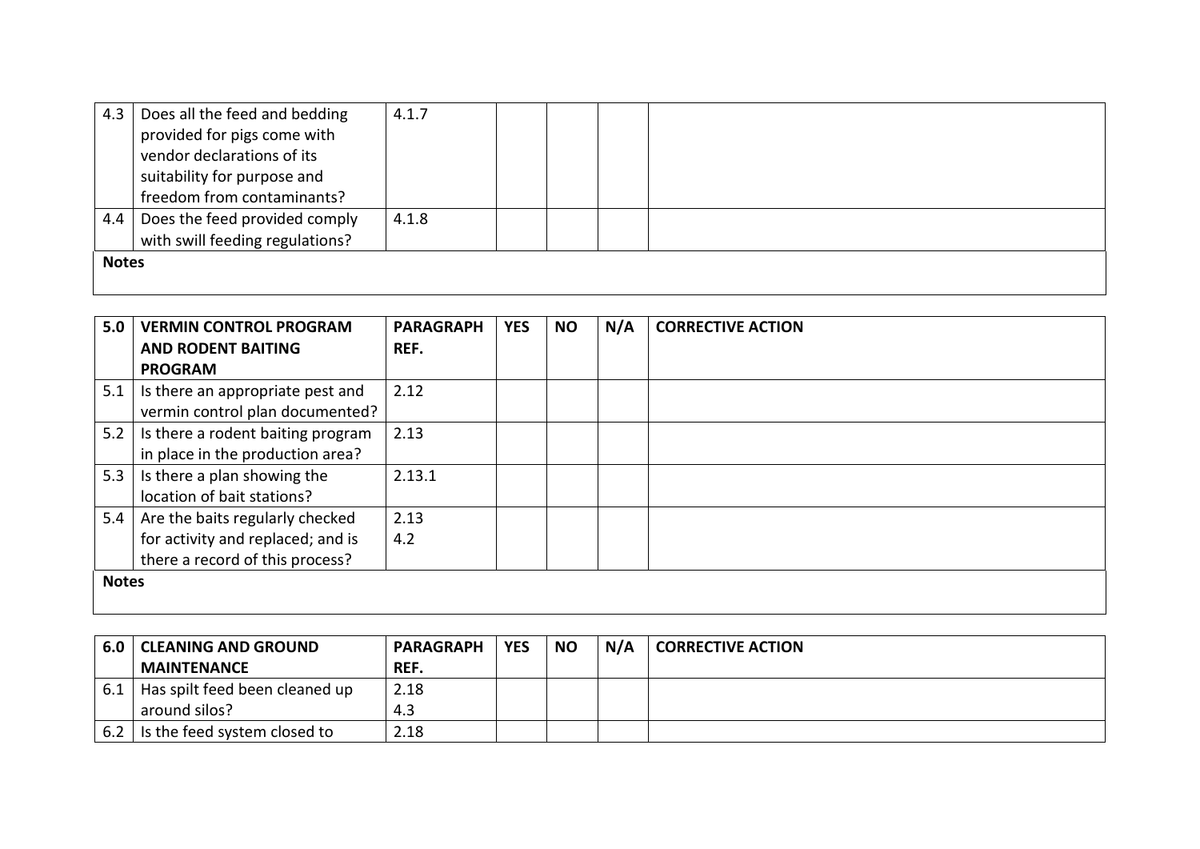| 4.3 | Does all the feed and bedding provided for pigs come with vendor declarations of its suitability for purpose and freedom from contaminants? | 4.1.7 | | | | |
|---|---|---|---|---|---|---|
| 4.4 | Does the feed provided comply with swill feeding regulations? | 4.1.8 | | | | |

**Notes**

| 5.0 | VERMIN CONTROL PROGRAM AND RODENT BAITING PROGRAM | PARAGRAPH REF. | YES | NO | N/A | CORRECTIVE ACTION |
|---|---|---|---|---|---|---|
| 5.1 | Is there an appropriate pest and vermin control plan documented? | 2.12 | | | | |
| 5.2 | Is there a rodent baiting program in place in the production area? | 2.13 | | | | |
| 5.3 | Is there a plan showing the location of bait stations? | 2.13.1 | | | | |
| 5.4 | Are the baits regularly checked for activity and replaced; and is there a record of this process? | 2.13<br>4.2 | | | | |

**Notes**

| 6.0 | CLEANING AND GROUND MAINTENANCE | PARAGRAPH REF. | YES | NO | N/A | CORRECTIVE ACTION |
|---|---|---|---|---|---|---|
| 6.1 | Has spilt feed been cleaned up around silos? | 2.18<br>4.3 | | | | |
| 6.2 | Is the feed system closed to | 2.18 | | | | |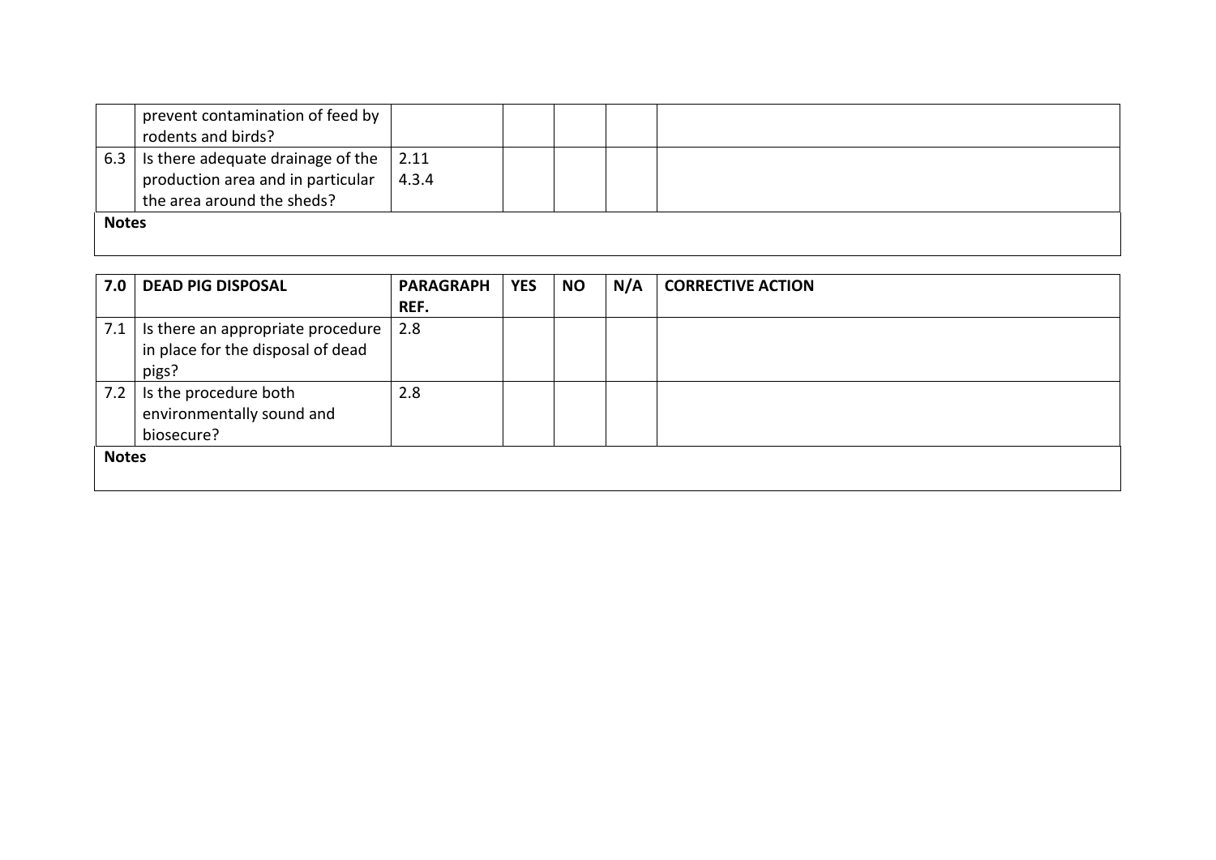| | | | | | | |
|---|---|---|---|---|---|---|
| | prevent contamination of feed by rodents and birds? | | | | | |
| 6.3 | Is there adequate drainage of the production area and in particular the area around the sheds? | 2.11<br>4.3.4 | | | | |

**Notes**

| 7.0 | DEAD PIG DISPOSAL | PARAGRAPH REF. | YES | NO | N/A | CORRECTIVE ACTION |
|---|---|---|---|---|---|---|
| 7.1 | Is there an appropriate procedure in place for the disposal of dead pigs? | 2.8 | | | | |
| 7.2 | Is the procedure both environmentally sound and biosecure? | 2.8 | | | | |

**Notes**